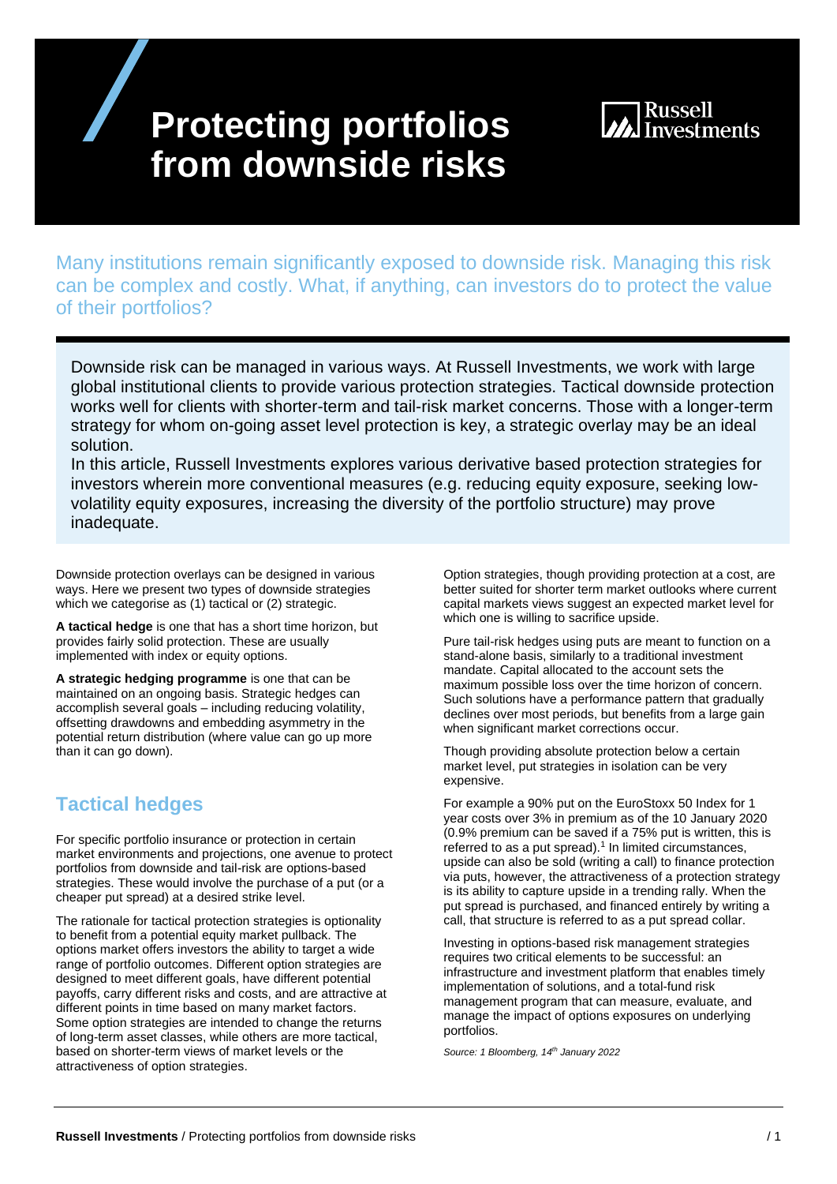# Protecting portfolios from downside risks

Many institutions remain significantly exposed to downside risk. Managing this risk can be complex and costly. What, if anything, can investors do to protect the value of their portfolios?

Downside risk can be managed in various ways. At Russell Investments, we work with large global institutional clients to provide various protection strategies. Tactical downside protection works well for clients with shorter-term and tail-risk market concerns. Those with a longer-term strategy for whom on-going asset level protection is key, a strategic overlay may be an ideal solution.

In this article, Russell Investments explores various derivative based protection strategies for investors wherein more conventional measures (e.g. reducing equity exposure, seeking low-volatility equity exposures, increasing the diversity of the portfolio structure) may prove inadequate.

Downside protection overlays can be designed in various ways. Here we present two types of downside strategies which we categorise as (1) tactical or (2) strategic.

**A tactical hedge** is one that has a short time horizon, but provides fairly solid protection. These are usually implemented with index or equity options.

**A strategic hedging programme** is one that can be maintained on an ongoing basis. Strategic hedges can accomplish several goals – including reducing volatility, offsetting drawdowns and embedding asymmetry in the potential return distribution (where value can go up more than it can go down).

## Tactical hedges

For specific portfolio insurance or protection in certain market environments and projections, one avenue to protect portfolios from downside and tail-risk are options-based strategies. These would involve the purchase of a put (or a cheaper put spread) at a desired strike level.

The rationale for tactical protection strategies is optionality to benefit from a potential equity market pullback. The options market offers investors the ability to target a wide range of portfolio outcomes. Different option strategies are designed to meet different goals, have different potential payoffs, carry different risks and costs, and are attractive at different points in time based on many market factors. Some option strategies are intended to change the returns of long-term asset classes, while others are more tactical, based on shorter-term views of market levels or the attractiveness of option strategies.

Option strategies, though providing protection at a cost, are better suited for shorter term market outlooks where current capital markets views suggest an expected market level for which one is willing to sacrifice upside.

Pure tail-risk hedges using puts are meant to function on a stand-alone basis, similarly to a traditional investment mandate. Capital allocated to the account sets the maximum possible loss over the time horizon of concern. Such solutions have a performance pattern that gradually declines over most periods, but benefits from a large gain when significant market corrections occur.

Though providing absolute protection below a certain market level, put strategies in isolation can be very expensive.

For example a 90% put on the EuroStoxx 50 Index for 1 year costs over 3% in premium as of the 10 January 2020 (0.9% premium can be saved if a 75% put is written, this is referred to as a put spread).[1] In limited circumstances, upside can also be sold (writing a call) to finance protection via puts, however, the attractiveness of a protection strategy is its ability to capture upside in a trending rally. When the put spread is purchased, and financed entirely by writing a call, that structure is referred to as a put spread collar.

Investing in options-based risk management strategies requires two critical elements to be successful: an infrastructure and investment platform that enables timely implementation of solutions, and a total-fund risk management program that can measure, evaluate, and manage the impact of options exposures on underlying portfolios.

*Source: 1 Bloomberg, 14th January 2022*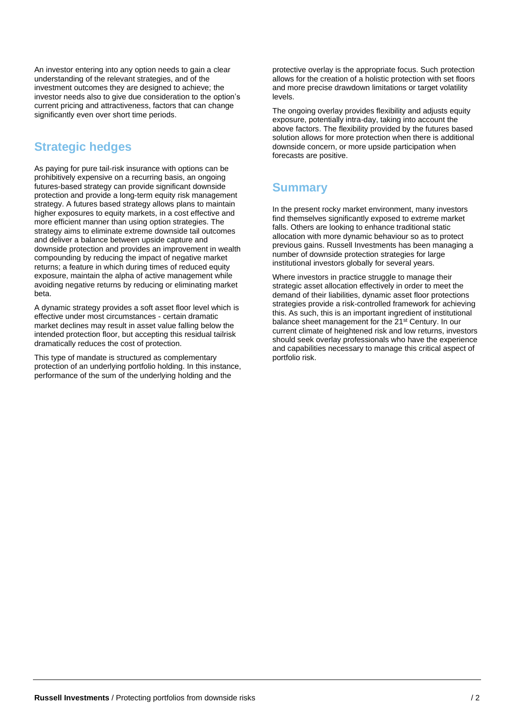An investor entering into any option needs to gain a clear understanding of the relevant strategies, and of the investment outcomes they are designed to achieve; the investor needs also to give due consideration to the option's current pricing and attractiveness, factors that can change significantly even over short time periods.

## Strategic hedges

As paying for pure tail-risk insurance with options can be prohibitively expensive on a recurring basis, an ongoing futures-based strategy can provide significant downside protection and provide a long-term equity risk management strategy. A futures based strategy allows plans to maintain higher exposures to equity markets, in a cost effective and more efficient manner than using option strategies. The strategy aims to eliminate extreme downside tail outcomes and deliver a balance between upside capture and downside protection and provides an improvement in wealth compounding by reducing the impact of negative market returns; a feature in which during times of reduced equity exposure, maintain the alpha of active management while avoiding negative returns by reducing or eliminating market beta.

A dynamic strategy provides a soft asset floor level which is effective under most circumstances - certain dramatic market declines may result in asset value falling below the intended protection floor, but accepting this residual tailrisk dramatically reduces the cost of protection.

This type of mandate is structured as complementary protection of an underlying portfolio holding. In this instance, performance of the sum of the underlying holding and the protective overlay is the appropriate focus. Such protection allows for the creation of a holistic protection with set floors and more precise drawdown limitations or target volatility levels.

The ongoing overlay provides flexibility and adjusts equity exposure, potentially intra-day, taking into account the above factors. The flexibility provided by the futures based solution allows for more protection when there is additional downside concern, or more upside participation when forecasts are positive.

## Summary

In the present rocky market environment, many investors find themselves significantly exposed to extreme market falls. Others are looking to enhance traditional static allocation with more dynamic behaviour so as to protect previous gains. Russell Investments has been managing a number of downside protection strategies for large institutional investors globally for several years.

Where investors in practice struggle to manage their strategic asset allocation effectively in order to meet the demand of their liabilities, dynamic asset floor protections strategies provide a risk-controlled framework for achieving this. As such, this is an important ingredient of institutional balance sheet management for the 21st Century. In our current climate of heightened risk and low returns, investors should seek overlay professionals who have the experience and capabilities necessary to manage this critical aspect of portfolio risk.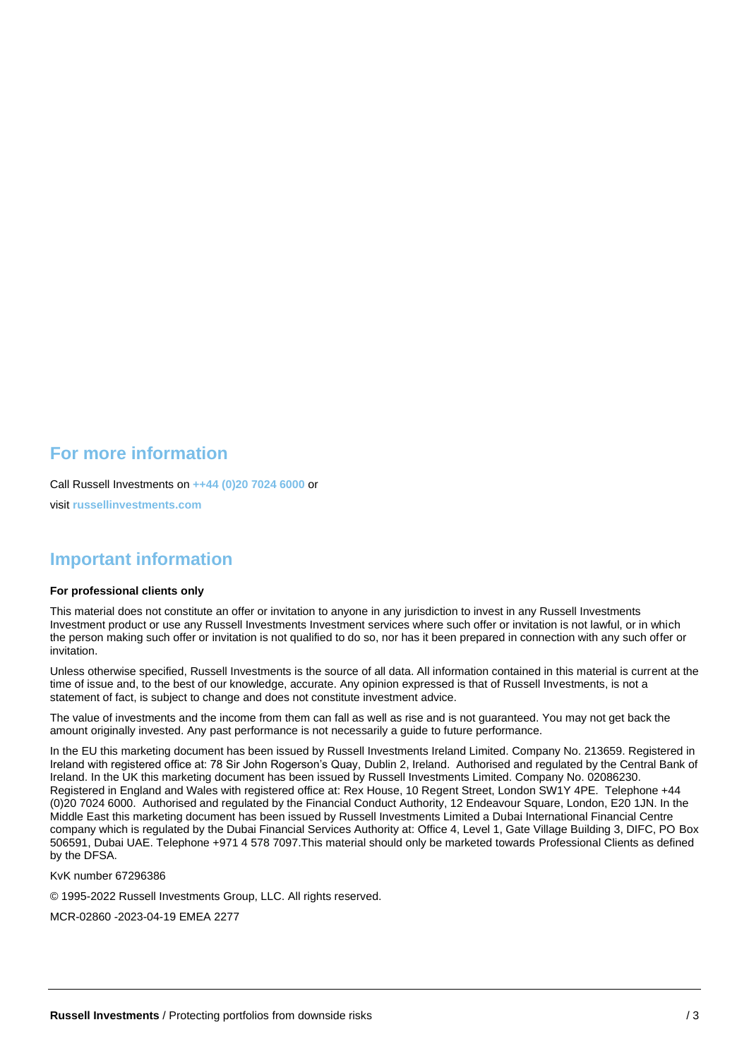## For more information

Call Russell Investments on **++44 (0)20 7024 6000** or

visit **russellinvestments.com**

## Important information

**For professional clients only**

This material does not constitute an offer or invitation to anyone in any jurisdiction to invest in any Russell Investments Investment product or use any Russell Investments Investment services where such offer or invitation is not lawful, or in which the person making such offer or invitation is not qualified to do so, nor has it been prepared in connection with any such offer or invitation.

Unless otherwise specified, Russell Investments is the source of all data. All information contained in this material is current at the time of issue and, to the best of our knowledge, accurate. Any opinion expressed is that of Russell Investments, is not a statement of fact, is subject to change and does not constitute investment advice.

The value of investments and the income from them can fall as well as rise and is not guaranteed. You may not get back the amount originally invested. Any past performance is not necessarily a guide to future performance.

In the EU this marketing document has been issued by Russell Investments Ireland Limited. Company No. 213659. Registered in Ireland with registered office at: 78 Sir John Rogerson's Quay, Dublin 2, Ireland. Authorised and regulated by the Central Bank of Ireland. In the UK this marketing document has been issued by Russell Investments Limited. Company No. 02086230. Registered in England and Wales with registered office at: Rex House, 10 Regent Street, London SW1Y 4PE. Telephone +44 (0)20 7024 6000. Authorised and regulated by the Financial Conduct Authority, 12 Endeavour Square, London, E20 1JN. In the Middle East this marketing document has been issued by Russell Investments Limited a Dubai International Financial Centre company which is regulated by the Dubai Financial Services Authority at: Office 4, Level 1, Gate Village Building 3, DIFC, PO Box 506591, Dubai UAE. Telephone +971 4 578 7097.This material should only be marketed towards Professional Clients as defined by the DFSA.

KvK number 67296386

© 1995-2022 Russell Investments Group, LLC. All rights reserved.

MCR-02860 -2023-04-19 EMEA 2277